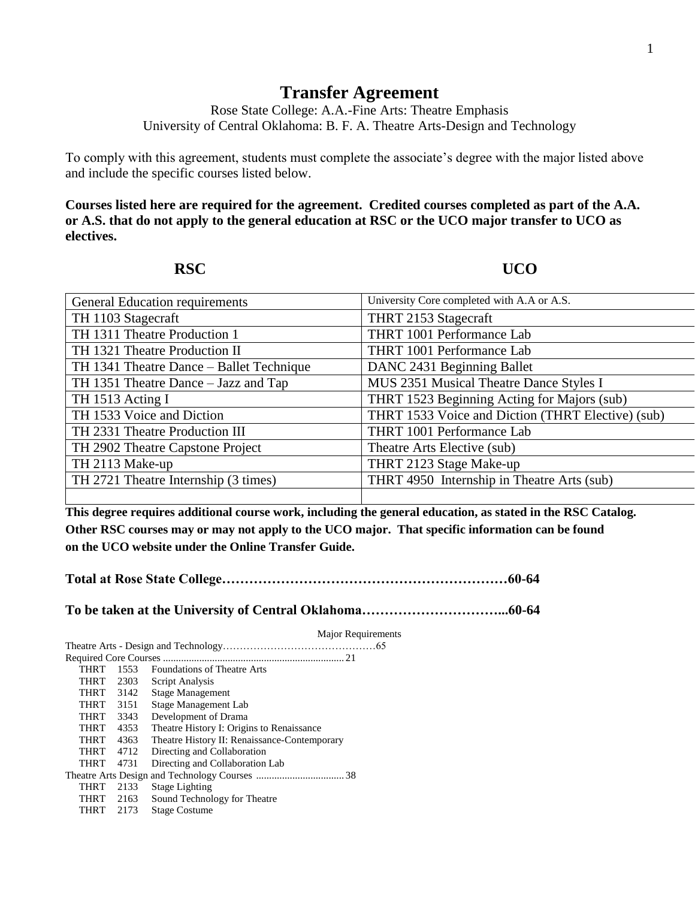# Transfer Agreement

Rose State College: A.A.-Fine Arts: Theatre Emphasis
University of Central Oklahoma: B. F. A. Theatre Arts-Design and Technology

To comply with this agreement, students must complete the associate's degree with the major listed above and include the specific courses listed below.

**Courses listed here are required for the agreement. Credited courses completed as part of the A.A. or A.S. that do not apply to the general education at RSC or the UCO major transfer to UCO as electives.**

| RSC | UCO |
|---|---|
| General Education requirements | University Core completed with A.A or A.S. |
| TH 1103 Stagecraft | THRT 2153 Stagecraft |
| TH 1311 Theatre Production 1 | THRT 1001 Performance Lab |
| TH 1321 Theatre Production II | THRT 1001 Performance Lab |
| TH 1341 Theatre Dance – Ballet Technique | DANC 2431 Beginning Ballet |
| TH 1351 Theatre Dance – Jazz and Tap | MUS 2351 Musical Theatre Dance Styles I |
| TH 1513 Acting I | THRT 1523 Beginning Acting for Majors (sub) |
| TH 1533 Voice and Diction | THRT 1533 Voice and Diction (THRT Elective) (sub) |
| TH 2331 Theatre Production III | THRT 1001 Performance Lab |
| TH 2902 Theatre Capstone Project | Theatre Arts Elective (sub) |
| TH 2113 Make-up | THRT 2123 Stage Make-up |
| TH 2721 Theatre Internship (3 times) | THRT 4950 Internship in Theatre Arts (sub) |
| | |

**This degree requires additional course work, including the general education, as stated in the RSC Catalog. Other RSC courses may or may not apply to the UCO major. That specific information can be found on the UCO website under the Online Transfer Guide.**

**Total at Rose State College……………………………………………………60-64**

**To be taken at the University of Central Oklahoma…………………………...60-64**

Major Requirements

Theatre Arts - Design and Technology……………………………………65

Required Core Courses ............................................................ 21

- THRT 1553 Foundations of Theatre Arts
- THRT 2303 Script Analysis
- THRT 3142 Stage Management
- THRT 3151 Stage Management Lab
- THRT 3343 Development of Drama
- THRT 4353 Theatre History I: Origins to Renaissance
- THRT 4363 Theatre History II: Renaissance-Contemporary
- THRT 4712 Directing and Collaboration
- THRT 4731 Directing and Collaboration Lab

Theatre Arts Design and Technology Courses .................................. 38

- THRT 2133 Stage Lighting
- THRT 2163 Sound Technology for Theatre
- THRT 2173 Stage Costume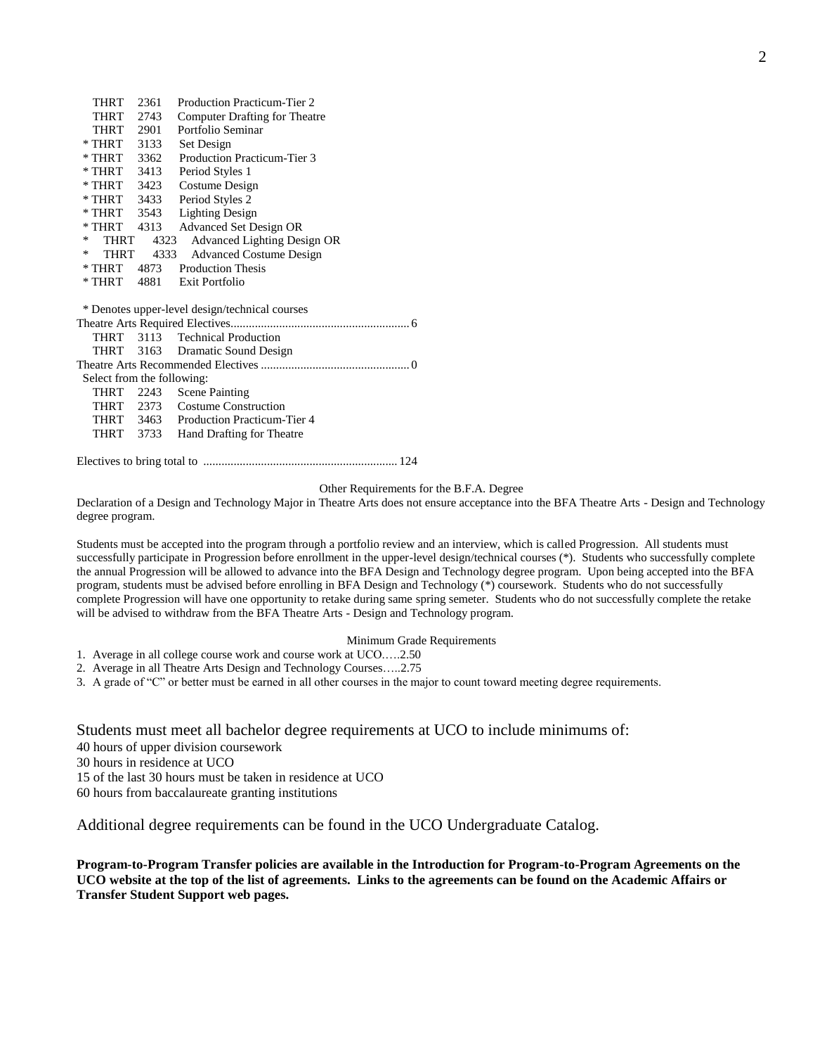THRT 2361 Production Practicum-Tier 2
THRT 2743 Computer Drafting for Theatre
THRT 2901 Portfolio Seminar
* THRT 3133 Set Design
* THRT 3362 Production Practicum-Tier 3
* THRT 3413 Period Styles 1
* THRT 3423 Costume Design
* THRT 3433 Period Styles 2
* THRT 3543 Lighting Design
* THRT 4313 Advanced Set Design OR
* THRT 4323 Advanced Lighting Design OR
* THRT 4333 Advanced Costume Design
* THRT 4873 Production Thesis
* THRT 4881 Exit Portfolio

* Denotes upper-level design/technical courses

Theatre Arts Required Electives.......................................................... 6
THRT 3113 Technical Production
THRT 3163 Dramatic Sound Design

Theatre Arts Recommended Electives ................................................ 0
Select from the following:
THRT 2243 Scene Painting
THRT 2373 Costume Construction
THRT 3463 Production Practicum-Tier 4
THRT 3733 Hand Drafting for Theatre

Electives to bring total to ................................................................ 124

### Other Requirements for the B.F.A. Degree

Declaration of a Design and Technology Major in Theatre Arts does not ensure acceptance into the BFA Theatre Arts - Design and Technology degree program.

Students must be accepted into the program through a portfolio review and an interview, which is called Progression. All students must successfully participate in Progression before enrollment in the upper-level design/technical courses (*). Students who successfully complete the annual Progression will be allowed to advance into the BFA Design and Technology degree program. Upon being accepted into the BFA program, students must be advised before enrolling in BFA Design and Technology (*) coursework. Students who do not successfully complete Progression will have one opportunity to retake during same spring semeter. Students who do not successfully complete the retake will be advised to withdraw from the BFA Theatre Arts - Design and Technology program.

### Minimum Grade Requirements

1. Average in all college course work and course work at UCO…..2.50
2. Average in all Theatre Arts Design and Technology Courses…..2.75
3. A grade of "C" or better must be earned in all other courses in the major to count toward meeting degree requirements.

Students must meet all bachelor degree requirements at UCO to include minimums of:
40 hours of upper division coursework
30 hours in residence at UCO
15 of the last 30 hours must be taken in residence at UCO
60 hours from baccalaureate granting institutions

Additional degree requirements can be found in the UCO Undergraduate Catalog.

**Program-to-Program Transfer policies are available in the Introduction for Program-to-Program Agreements on the UCO website at the top of the list of agreements. Links to the agreements can be found on the Academic Affairs or Transfer Student Support web pages.**